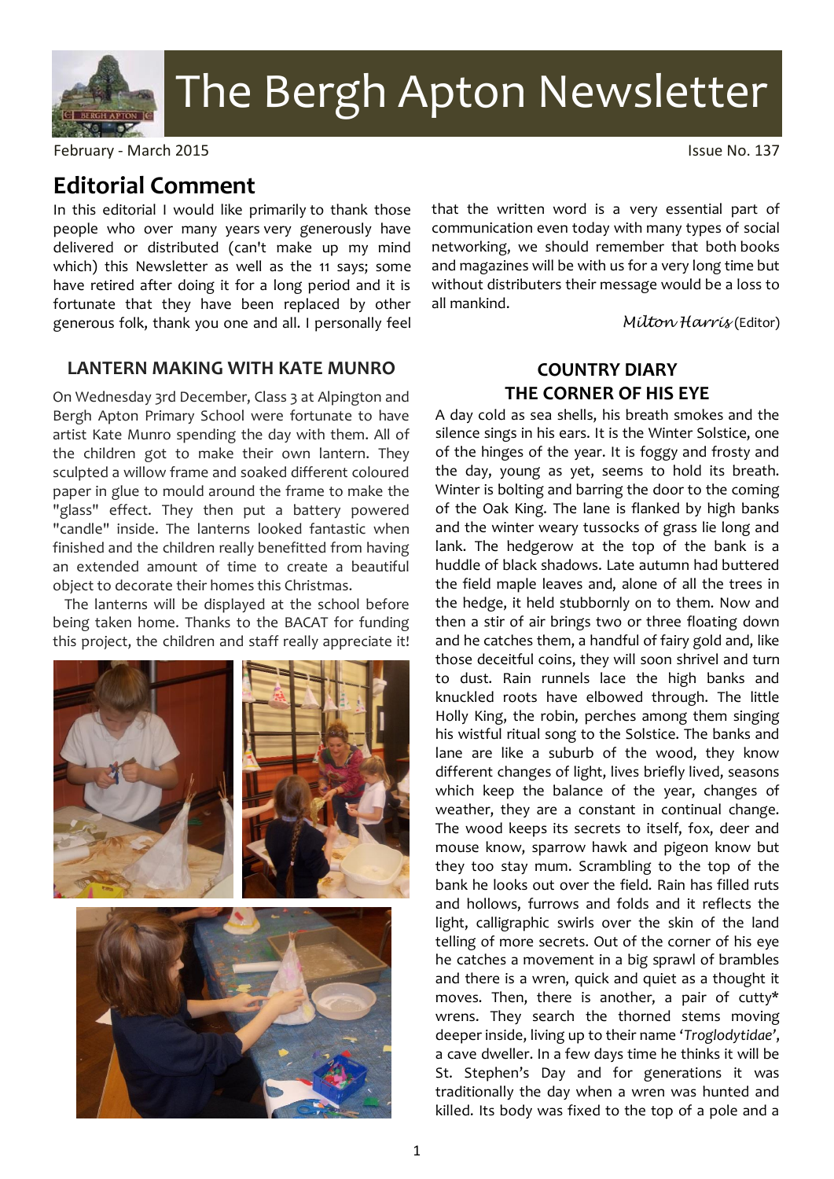# The Bergh Apton Newsletter

February - March 2015 Issue No. 137

## Editorial Comment

In this editorial I would like primarily to thank those people who over many years very generously have delivered or distributed (can't make up my mind which) this Newsletter as well as the 11 says; some have retired after doing it for a long period and it is fortunate that they have been replaced by other generous folk, thank you one and all. I personally feel that the written word is a very essential part of communication even today with many types of social networking, we should remember that both books and magazines will be with us for a very long time but without distributers their message would be a loss to all mankind.

*Milton Harris* (Editor)

## LANTERN MAKING WITH KATE MUNRO

On Wednesday 3rd December, Class 3 at Alpington and Bergh Apton Primary School were fortunate to have artist Kate Munro spending the day with them. All of the children got to make their own lantern. They sculpted a willow frame and soaked different coloured paper in glue to mould around the frame to make the "glass" effect. They then put a battery powered "candle" inside. The lanterns looked fantastic when finished and the children really benefitted from having an extended amount of time to create a beautiful object to decorate their homes this Christmas.

The lanterns will be displayed at the school before being taken home. Thanks to the BACAT for funding this project, the children and staff really appreciate it!

## COUNTRY DIARY
## THE CORNER OF HIS EYE

A day cold as sea shells, his breath smokes and the silence sings in his ears. It is the Winter Solstice, one of the hinges of the year. It is foggy and frosty and the day, young as yet, seems to hold its breath. Winter is bolting and barring the door to the coming of the Oak King. The lane is flanked by high banks and the winter weary tussocks of grass lie long and lank. The hedgerow at the top of the bank is a huddle of black shadows. Late autumn had buttered the field maple leaves and, alone of all the trees in the hedge, it held stubbornly on to them. Now and then a stir of air brings two or three floating down and he catches them, a handful of fairy gold and, like those deceitful coins, they will soon shrivel and turn to dust. Rain runnels lace the high banks and knuckled roots have elbowed through. The little Holly King, the robin, perches among them singing his wistful ritual song to the Solstice. The banks and lane are like a suburb of the wood, they know different changes of light, lives briefly lived, seasons which keep the balance of the year, changes of weather, they are a constant in continual change. The wood keeps its secrets to itself, fox, deer and mouse know, sparrow hawk and pigeon know but they too stay mum. Scrambling to the top of the bank he looks out over the field. Rain has filled ruts and hollows, furrows and folds and it reflects the light, calligraphic swirls over the skin of the land telling of more secrets. Out of the corner of his eye he catches a movement in a big sprawl of brambles and there is a wren, quick and quiet as a thought it moves. Then, there is another, a pair of cutty* wrens. They search the thorned stems moving deeper inside, living up to their name '*Troglodytidae*', a cave dweller. In a few days time he thinks it will be St. Stephen's Day and for generations it was traditionally the day when a wren was hunted and killed. Its body was fixed to the top of a pole and a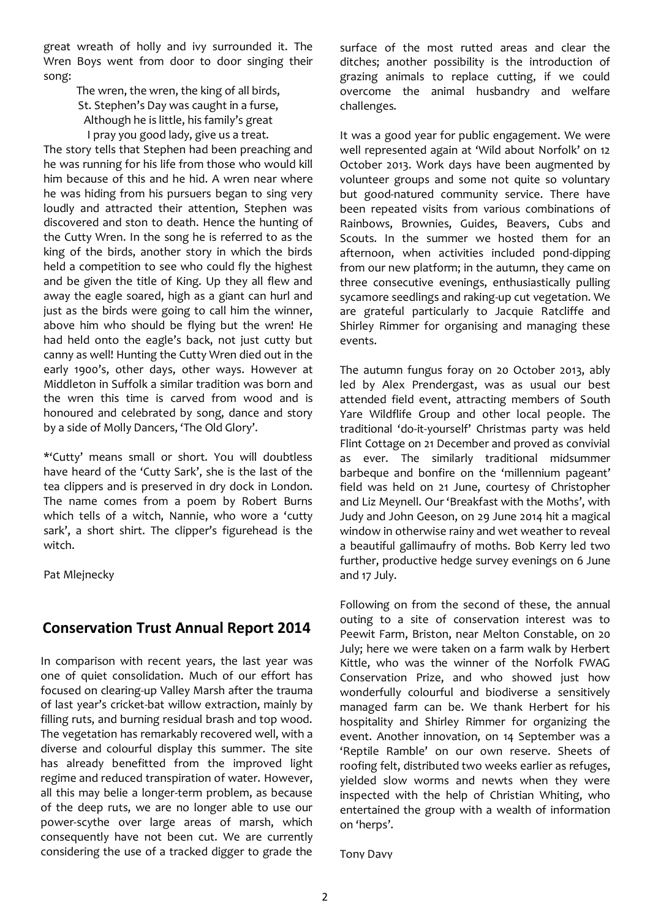great wreath of holly and ivy surrounded it. The Wren Boys went from door to door singing their song:

The wren, the wren, the king of all birds,
St. Stephen's Day was caught in a furse,
Although he is little, his family's great
I pray you good lady, give us a treat.

The story tells that Stephen had been preaching and he was running for his life from those who would kill him because of this and he hid. A wren near where he was hiding from his pursuers began to sing very loudly and attracted their attention, Stephen was discovered and ston to death. Hence the hunting of the Cutty Wren. In the song he is referred to as the king of the birds, another story in which the birds held a competition to see who could fly the highest and be given the title of King. Up they all flew and away the eagle soared, high as a giant can hurl and just as the birds were going to call him the winner, above him who should be flying but the wren! He had held onto the eagle's back, not just cutty but canny as well! Hunting the Cutty Wren died out in the early 1900's, other days, other ways. However at Middleton in Suffolk a similar tradition was born and the wren this time is carved from wood and is honoured and celebrated by song, dance and story by a side of Molly Dancers, 'The Old Glory'.

*'Cutty' means small or short. You will doubtless have heard of the 'Cutty Sark', she is the last of the tea clippers and is preserved in dry dock in London. The name comes from a poem by Robert Burns which tells of a witch, Nannie, who wore a 'cutty sark', a short shirt. The clipper's figurehead is the witch.

Pat Mlejnecky

## Conservation Trust Annual Report 2014

In comparison with recent years, the last year was one of quiet consolidation. Much of our effort has focused on clearing-up Valley Marsh after the trauma of last year's cricket-bat willow extraction, mainly by filling ruts, and burning residual brash and top wood. The vegetation has remarkably recovered well, with a diverse and colourful display this summer. The site has already benefitted from the improved light regime and reduced transpiration of water. However, all this may belie a longer-term problem, as because of the deep ruts, we are no longer able to use our power-scythe over large areas of marsh, which consequently have not been cut. We are currently considering the use of a tracked digger to grade the surface of the most rutted areas and clear the ditches; another possibility is the introduction of grazing animals to replace cutting, if we could overcome the animal husbandry and welfare challenges.

It was a good year for public engagement. We were well represented again at 'Wild about Norfolk' on 12 October 2013. Work days have been augmented by volunteer groups and some not quite so voluntary but good-natured community service. There have been repeated visits from various combinations of Rainbows, Brownies, Guides, Beavers, Cubs and Scouts. In the summer we hosted them for an afternoon, when activities included pond-dipping from our new platform; in the autumn, they came on three consecutive evenings, enthusiastically pulling sycamore seedlings and raking-up cut vegetation. We are grateful particularly to Jacquie Ratcliffe and Shirley Rimmer for organising and managing these events.

The autumn fungus foray on 20 October 2013, ably led by Alex Prendergast, was as usual our best attended field event, attracting members of South Yare Wildflife Group and other local people. The traditional 'do-it-yourself' Christmas party was held Flint Cottage on 21 December and proved as convivial as ever. The similarly traditional midsummer barbeque and bonfire on the 'millennium pageant' field was held on 21 June, courtesy of Christopher and Liz Meynell. Our 'Breakfast with the Moths', with Judy and John Geeson, on 29 June 2014 hit a magical window in otherwise rainy and wet weather to reveal a beautiful gallimaufry of moths. Bob Kerry led two further, productive hedge survey evenings on 6 June and 17 July.

Following on from the second of these, the annual outing to a site of conservation interest was to Peewit Farm, Briston, near Melton Constable, on 20 July; here we were taken on a farm walk by Herbert Kittle, who was the winner of the Norfolk FWAG Conservation Prize, and who showed just how wonderfully colourful and biodiverse a sensitively managed farm can be. We thank Herbert for his hospitality and Shirley Rimmer for organizing the event. Another innovation, on 14 September was a 'Reptile Ramble' on our own reserve. Sheets of roofing felt, distributed two weeks earlier as refuges, yielded slow worms and newts when they were inspected with the help of Christian Whiting, who entertained the group with a wealth of information on 'herps'.

Tony Davy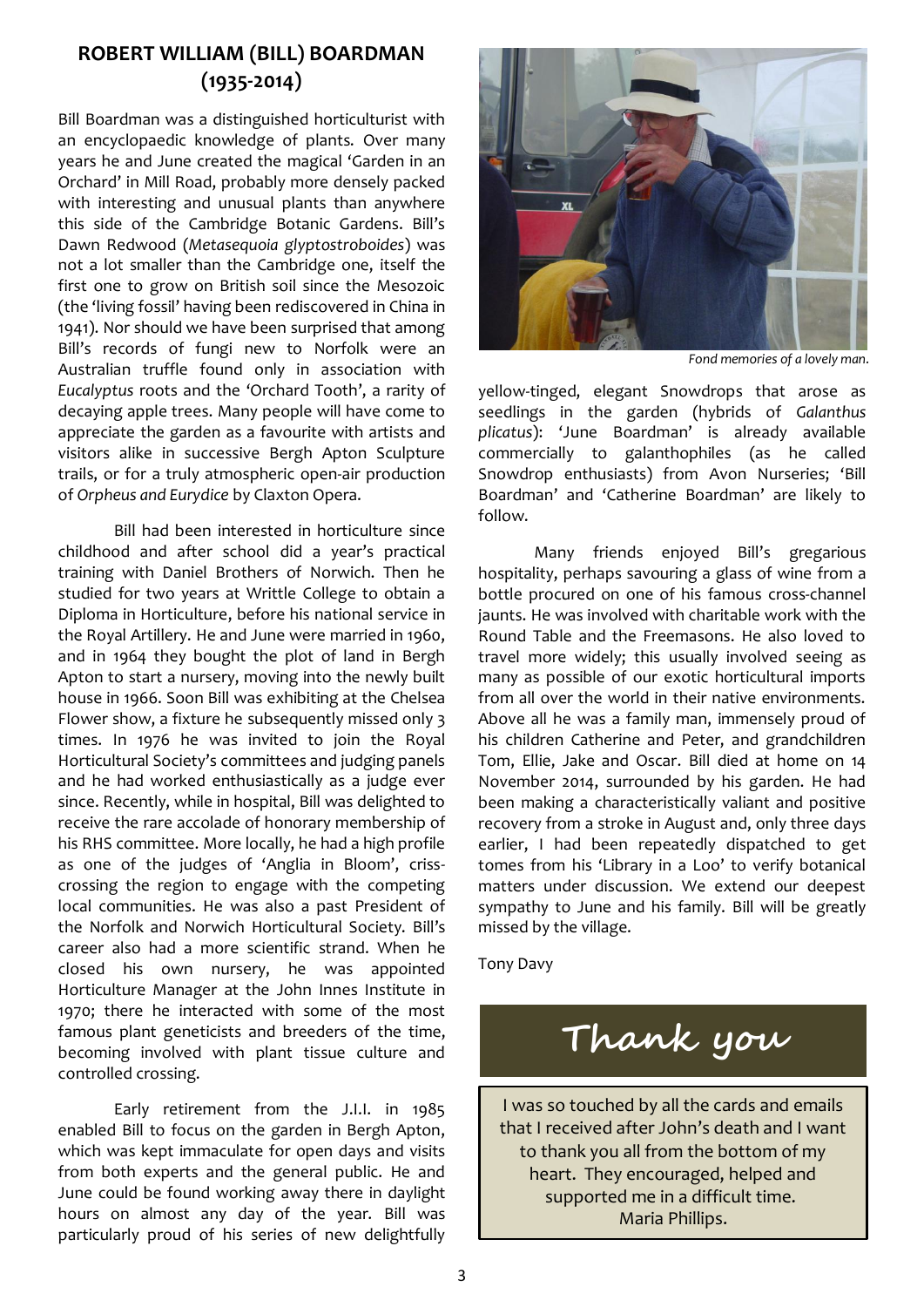## ROBERT WILLIAM (BILL) BOARDMAN (1935-2014)

Bill Boardman was a distinguished horticulturist with an encyclopaedic knowledge of plants. Over many years he and June created the magical 'Garden in an Orchard' in Mill Road, probably more densely packed with interesting and unusual plants than anywhere this side of the Cambridge Botanic Gardens. Bill's Dawn Redwood (*Metasequoia glyptostroboides*) was not a lot smaller than the Cambridge one, itself the first one to grow on British soil since the Mesozoic (the 'living fossil' having been rediscovered in China in 1941). Nor should we have been surprised that among Bill's records of fungi new to Norfolk were an Australian truffle found only in association with *Eucalyptus* roots and the 'Orchard Tooth', a rarity of decaying apple trees. Many people will have come to appreciate the garden as a favourite with artists and visitors alike in successive Bergh Apton Sculpture trails, or for a truly atmospheric open-air production of *Orpheus and Eurydice* by Claxton Opera.

Bill had been interested in horticulture since childhood and after school did a year's practical training with Daniel Brothers of Norwich. Then he studied for two years at Writtle College to obtain a Diploma in Horticulture, before his national service in the Royal Artillery. He and June were married in 1960, and in 1964 they bought the plot of land in Bergh Apton to start a nursery, moving into the newly built house in 1966. Soon Bill was exhibiting at the Chelsea Flower show, a fixture he subsequently missed only 3 times. In 1976 he was invited to join the Royal Horticultural Society's committees and judging panels and he had worked enthusiastically as a judge ever since. Recently, while in hospital, Bill was delighted to receive the rare accolade of honorary membership of his RHS committee. More locally, he had a high profile as one of the judges of 'Anglia in Bloom', criss-crossing the region to engage with the competing local communities. He was also a past President of the Norfolk and Norwich Horticultural Society. Bill's career also had a more scientific strand. When he closed his own nursery, he was appointed Horticulture Manager at the John Innes Institute in 1970; there he interacted with some of the most famous plant geneticists and breeders of the time, becoming involved with plant tissue culture and controlled crossing.

Early retirement from the J.I.I. in 1985 enabled Bill to focus on the garden in Bergh Apton, which was kept immaculate for open days and visits from both experts and the general public. He and June could be found working away there in daylight hours on almost any day of the year. Bill was particularly proud of his series of new delightfully yellow-tinged, elegant Snowdrops that arose as seedlings in the garden (hybrids of *Galanthus plicatus*): 'June Boardman' is already available commercially to galanthophiles (as he called Snowdrop enthusiasts) from Avon Nurseries; 'Bill Boardman' and 'Catherine Boardman' are likely to follow.

*Fond memories of a lovely man.*

Many friends enjoyed Bill's gregarious hospitality, perhaps savouring a glass of wine from a bottle procured on one of his famous cross-channel jaunts. He was involved with charitable work with the Round Table and the Freemasons. He also loved to travel more widely; this usually involved seeing as many as possible of our exotic horticultural imports from all over the world in their native environments. Above all he was a family man, immensely proud of his children Catherine and Peter, and grandchildren Tom, Ellie, Jake and Oscar. Bill died at home on 14 November 2014, surrounded by his garden. He had been making a characteristically valiant and positive recovery from a stroke in August and, only three days earlier, I had been repeatedly dispatched to get tomes from his 'Library in a Loo' to verify botanical matters under discussion. We extend our deepest sympathy to June and his family. Bill will be greatly missed by the village.

Tony Davy

## Thank you

I was so touched by all the cards and emails that I received after John's death and I want to thank you all from the bottom of my heart. They encouraged, helped and supported me in a difficult time.
Maria Phillips.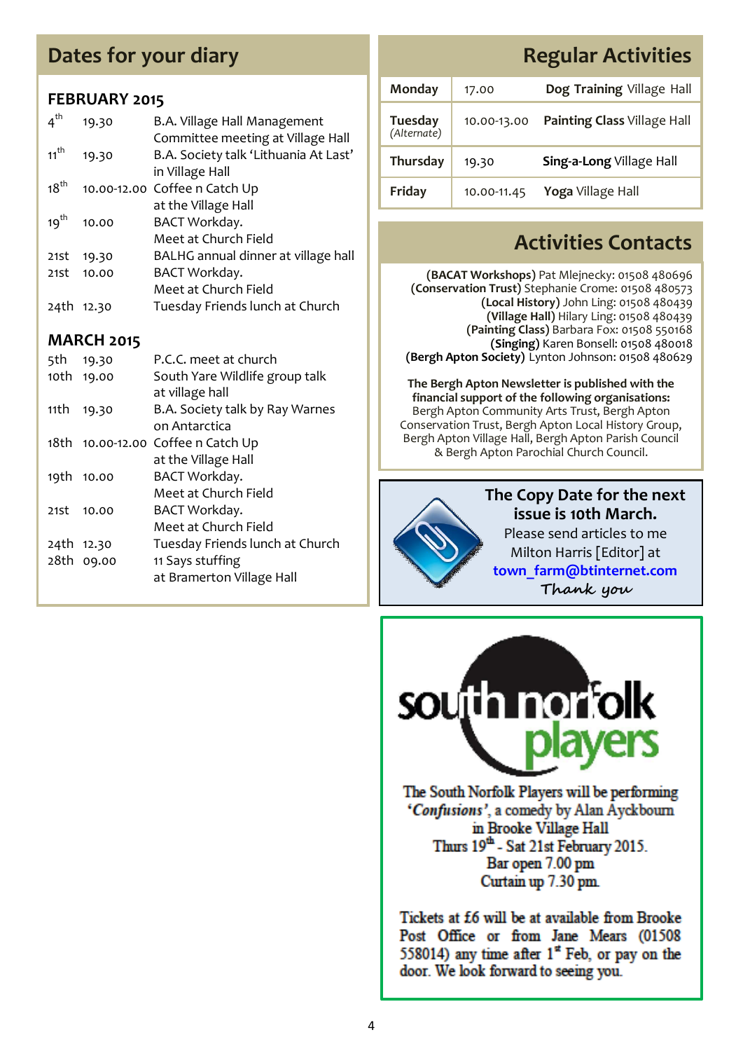## Dates for your diary

### FEBRUARY 2015

| | | |
|---|---|---|
| 4th | 19.30 | B.A. Village Hall Management Committee meeting at Village Hall |
| 11th | 19.30 | B.A. Society talk 'Lithuania At Last' in Village Hall |
| 18th | 10.00-12.00 | Coffee n Catch Up at the Village Hall |
| 19th | 10.00 | BACT Workday. Meet at Church Field |
| 21st | 19.30 | BALHG annual dinner at village hall |
| 21st | 10.00 | BACT Workday. Meet at Church Field |
| 24th | 12.30 | Tuesday Friends lunch at Church |

### MARCH 2015

| | | |
|---|---|---|
| 5th | 19.30 | P.C.C. meet at church |
| 10th | 19.00 | South Yare Wildlife group talk at village hall |
| 11th | 19.30 | B.A. Society talk by Ray Warnes on Antarctica |
| 18th | 10.00-12.00 | Coffee n Catch Up at the Village Hall |
| 19th | 10.00 | BACT Workday. Meet at Church Field |
| 21st | 10.00 | BACT Workday. Meet at Church Field |
| 24th | 12.30 | Tuesday Friends lunch at Church |
| 28th | 09.00 | 11 Says stuffing at Bramerton Village Hall |

## Regular Activities

| | | |
|---|---|---|
| **Monday** | 17.00 | **Dog Training** Village Hall |
| **Tuesday** *(Alternate)* | 10.00-13.00 | **Painting Class** Village Hall |
| **Thursday** | 19.30 | **Sing-a-Long** Village Hall |
| **Friday** | 10.00-11.45 | **Yoga** Village Hall |

## Activities Contacts

**(BACAT Workshops)** Pat Mlejnecky: 01508 480696
**(Conservation Trust)** Stephanie Crome: 01508 480573
**(Local History)** John Ling: 01508 480439
**(Village Hall)** Hilary Ling: 01508 480439
**(Painting Class)** Barbara Fox: 01508 550168
**(Singing)** Karen Bonsell: 01508 480018
**(Bergh Apton Society)** Lynton Johnson: 01508 480629

**The Bergh Apton Newsletter is published with the financial support of the following organisations:**
Bergh Apton Community Arts Trust, Bergh Apton Conservation Trust, Bergh Apton Local History Group, Bergh Apton Village Hall, Bergh Apton Parish Council & Bergh Apton Parochial Church Council.

**The Copy Date for the next issue is 10th March.**
Please send articles to me
Milton Harris [Editor] at
**town_farm@btinternet.com**
*Thank you*

south norfolk players

The South Norfolk Players will be performing ***'Confusions'***, a comedy by Alan Ayckbourn in Brooke Village Hall
Thurs 19th - Sat 21st February 2015.
Bar open 7.00 pm
Curtain up 7.30 pm.

Tickets at £6 will be at available from Brooke Post Office or from Jane Mears (01508 558014) any time after 1st Feb, or pay on the door. We look forward to seeing you.